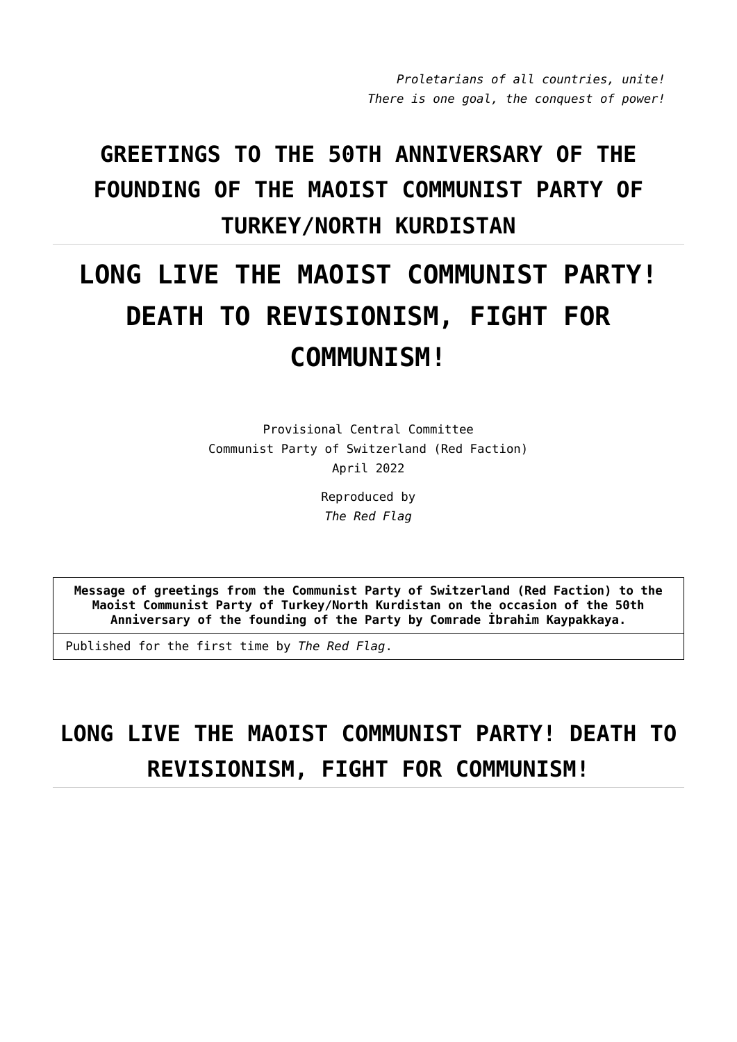*Proletarians of all countries, unite!*
*There is one goal, the conquest of power!*

## GREETINGS TO THE 50TH ANNIVERSARY OF THE FOUNDING OF THE MAOIST COMMUNIST PARTY OF TURKEY/NORTH KURDISTAN

# LONG LIVE THE MAOIST COMMUNIST PARTY! DEATH TO REVISIONISM, FIGHT FOR COMMUNISM!

Provisional Central Committee
Communist Party of Switzerland (Red Faction)
April 2022

Reproduced by
*The Red Flag*

**Message of greetings from the Communist Party of Switzerland (Red Faction) to the Maoist Communist Party of Turkey/North Kurdistan on the occasion of the 50th Anniversary of the founding of the Party by Comrade İbrahim Kaypakkaya.**

Published for the first time by *The Red Flag*.

## LONG LIVE THE MAOIST COMMUNIST PARTY! DEATH TO REVISIONISM, FIGHT FOR COMMUNISM!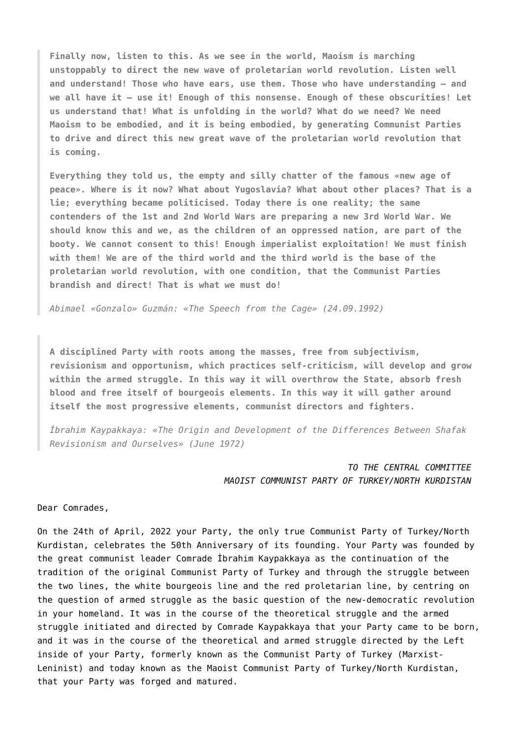> **Finally now, listen to this. As we see in the world, Maoism is marching unstoppably to direct the new wave of proletarian world revolution. Listen well and understand! Those who have ears, use them. Those who have understanding — and we all have it — use it! Enough of this nonsense. Enough of these obscurities! Let us understand that! What is unfolding in the world? What do we need? We need Maoism to be embodied, and it is being embodied, by generating Communist Parties to drive and direct this new great wave of the proletarian world revolution that is coming.**
>
> **Everything they told us, the empty and silly chatter of the famous «new age of peace». Where is it now? What about Yugoslavia? What about other places? That is a lie; everything became politicised. Today there is one reality; the same contenders of the 1st and 2nd World Wars are preparing a new 3rd World War. We should know this and we, as the children of an oppressed nation, are part of the booty. We cannot consent to this! Enough imperialist exploitation! We must finish with them! We are of the third world and the third world is the base of the proletarian world revolution, with one condition, that the Communist Parties brandish and direct! That is what we must do!**
>
> *Abimael «Gonzalo» Guzmán: «The Speech from the Cage» (24.09.1992)*

> **A disciplined Party with roots among the masses, free from subjectivism, revisionism and opportunism, which practices self-criticism, will develop and grow within the armed struggle. In this way it will overthrow the State, absorb fresh blood and free itself of bourgeois elements. In this way it will gather around itself the most progressive elements, communist directors and fighters.**
>
> *İbrahim Kaypakkaya: «The Origin and Development of the Differences Between Shafak Revisionism and Ourselves» (June 1972)*

*TO THE CENTRAL COMMITTEE*
*MAOIST COMMUNIST PARTY OF TURKEY/NORTH KURDISTAN*

Dear Comrades,

On the 24th of April, 2022 your Party, the only true Communist Party of Turkey/North Kurdistan, celebrates the 50th Anniversary of its founding. Your Party was founded by the great communist leader Comrade İbrahim Kaypakkaya as the continuation of the tradition of the original Communist Party of Turkey and through the struggle between the two lines, the white bourgeois line and the red proletarian line, by centring on the question of armed struggle as the basic question of the new-democratic revolution in your homeland. It was in the course of the theoretical struggle and the armed struggle initiated and directed by Comrade Kaypakkaya that your Party came to be born, and it was in the course of the theoretical and armed struggle directed by the Left inside of your Party, formerly known as the Communist Party of Turkey (Marxist-Leninist) and today known as the Maoist Communist Party of Turkey/North Kurdistan, that your Party was forged and matured.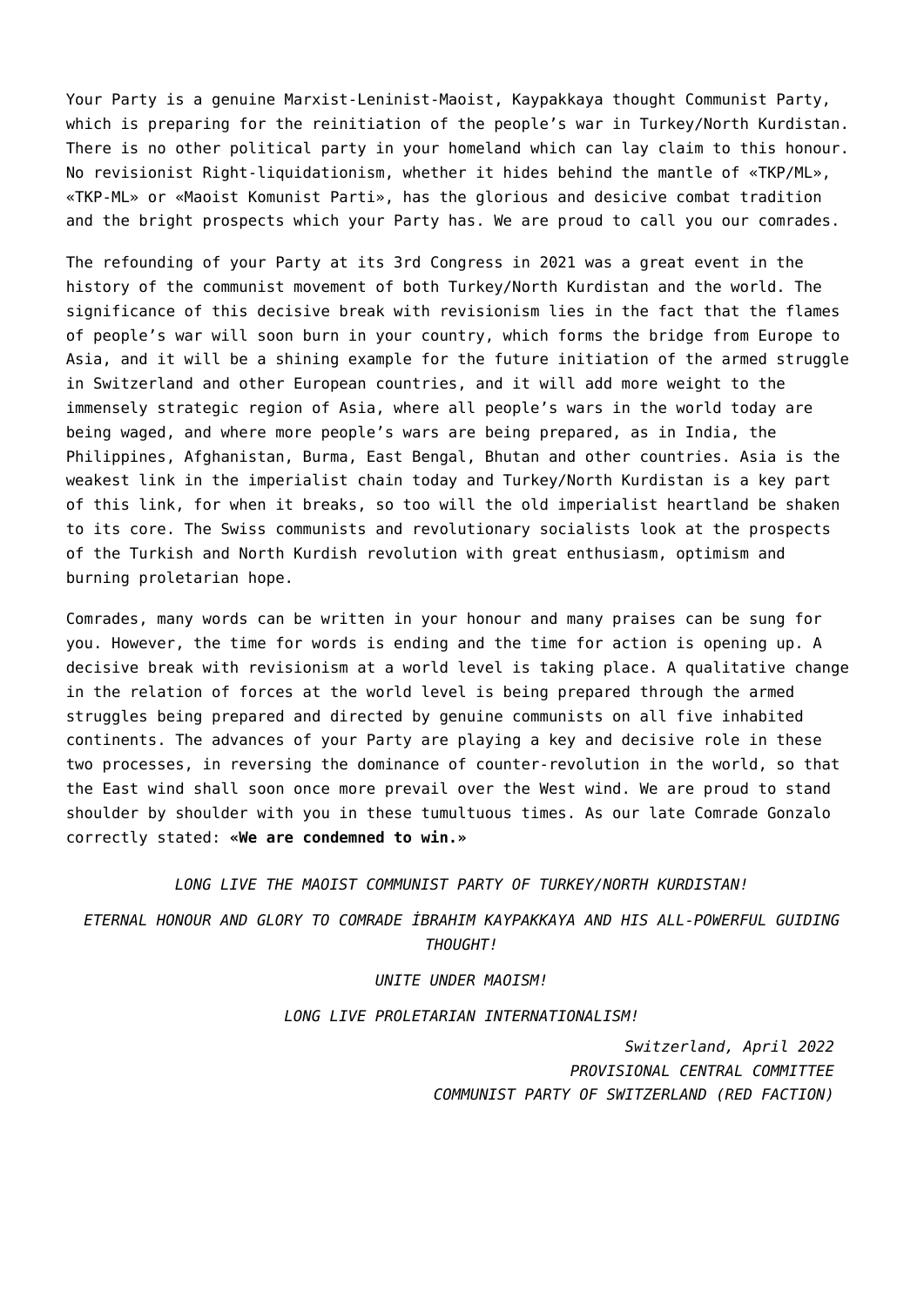Your Party is a genuine Marxist-Leninist-Maoist, Kaypakkaya thought Communist Party, which is preparing for the reinitiation of the people's war in Turkey/North Kurdistan. There is no other political party in your homeland which can lay claim to this honour. No revisionist Right-liquidationism, whether it hides behind the mantle of «TKP/ML», «TKP-ML» or «Maoist Komunist Parti», has the glorious and desicive combat tradition and the bright prospects which your Party has. We are proud to call you our comrades.

The refounding of your Party at its 3rd Congress in 2021 was a great event in the history of the communist movement of both Turkey/North Kurdistan and the world. The significance of this decisive break with revisionism lies in the fact that the flames of people's war will soon burn in your country, which forms the bridge from Europe to Asia, and it will be a shining example for the future initiation of the armed struggle in Switzerland and other European countries, and it will add more weight to the immensely strategic region of Asia, where all people's wars in the world today are being waged, and where more people's wars are being prepared, as in India, the Philippines, Afghanistan, Burma, East Bengal, Bhutan and other countries. Asia is the weakest link in the imperialist chain today and Turkey/North Kurdistan is a key part of this link, for when it breaks, so too will the old imperialist heartland be shaken to its core. The Swiss communists and revolutionary socialists look at the prospects of the Turkish and North Kurdish revolution with great enthusiasm, optimism and burning proletarian hope.

Comrades, many words can be written in your honour and many praises can be sung for you. However, the time for words is ending and the time for action is opening up. A decisive break with revisionism at a world level is taking place. A qualitative change in the relation of forces at the world level is being prepared through the armed struggles being prepared and directed by genuine communists on all five inhabited continents. The advances of your Party are playing a key and decisive role in these two processes, in reversing the dominance of counter-revolution in the world, so that the East wind shall soon once more prevail over the West wind. We are proud to stand shoulder by shoulder with you in these tumultuous times. As our late Comrade Gonzalo correctly stated: **«We are condemned to win.»**

*LONG LIVE THE MAOIST COMMUNIST PARTY OF TURKEY/NORTH KURDISTAN!*

*ETERNAL HONOUR AND GLORY TO COMRADE İBRAHIM KAYPAKKAYA AND HIS ALL-POWERFUL GUIDING THOUGHT!*

*UNITE UNDER MAOISM!*

*LONG LIVE PROLETARIAN INTERNATIONALISM!*

*Switzerland, April 2022*
*PROVISIONAL CENTRAL COMMITTEE*
*COMMUNIST PARTY OF SWITZERLAND (RED FACTION)*